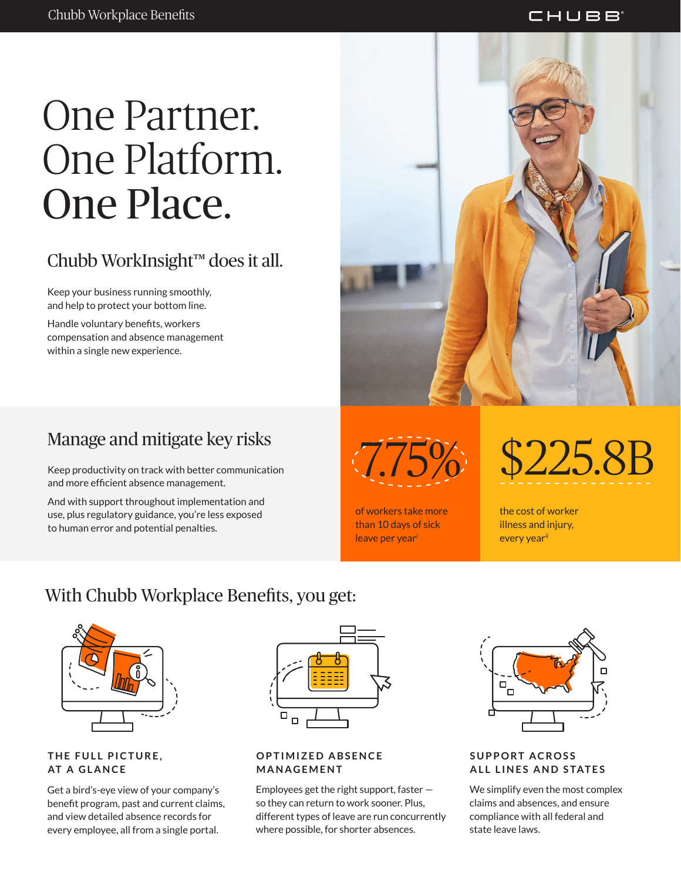# One Partner. One Platform. One Place.

## Chubb WorkInsight™ does it all.

Keep your business running smoothly, and help to protect your bottom line.

Handle voluntary benefits, workers compensation and absence management within a single new experience.

## Manage and mitigate key risks

Keep productivity on track with better communication and more efficient absence management.

And with support throughout implementation and use, plus regulatory guidance, you're less exposed to human error and potential penalties.

**7.75%**

of workers take more than 10 days of sick leave per year[i]

**$225.8B**

the cost of worker illness and injury, every year[ii]

## With Chubb Workplace Benefits, you get:

### THE FULL PICTURE, AT A GLANCE

Get a bird's-eye view of your company's benefit program, past and current claims, and view detailed absence records for every employee, all from a single portal.

### OPTIMIZED ABSENCE MANAGEMENT

Employees get the right support, faster — so they can return to work sooner. Plus, different types of leave are run concurrently where possible, for shorter absences.

### SUPPORT ACROSS ALL LINES AND STATES

We simplify even the most complex claims and absences, and ensure compliance with all federal and state leave laws.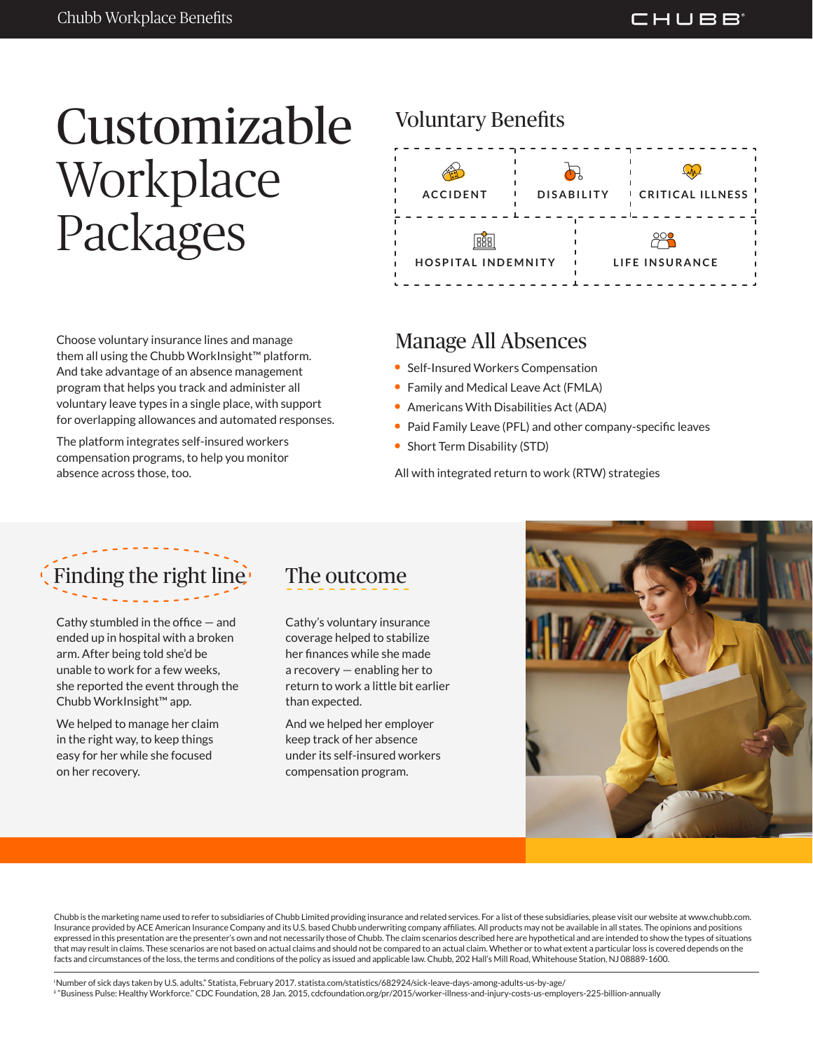# Customizable Workplace Packages

## Voluntary Benefits

- ACCIDENT
- DISABILITY
- CRITICAL ILLNESS
- HOSPITAL INDEMNITY
- LIFE INSURANCE

Choose voluntary insurance lines and manage them all using the Chubb WorkInsight™ platform. And take advantage of an absence management program that helps you track and administer all voluntary leave types in a single place, with support for overlapping allowances and automated responses.

The platform integrates self-insured workers compensation programs, to help you monitor absence across those, too.

## Manage All Absences

- Self-Insured Workers Compensation
- Family and Medical Leave Act (FMLA)
- Americans With Disabilities Act (ADA)
- Paid Family Leave (PFL) and other company-specific leaves
- Short Term Disability (STD)

All with integrated return to work (RTW) strategies

## Finding the right line

Cathy stumbled in the office — and ended up in hospital with a broken arm. After being told she'd be unable to work for a few weeks, she reported the event through the Chubb WorkInsight™ app.

We helped to manage her claim in the right way, to keep things easy for her while she focused on her recovery.

## The outcome

Cathy's voluntary insurance coverage helped to stabilize her finances while she made a recovery — enabling her to return to work a little bit earlier than expected.

And we helped her employer keep track of her absence under its self-insured workers compensation program.

Chubb is the marketing name used to refer to subsidiaries of Chubb Limited providing insurance and related services. For a list of these subsidiaries, please visit our website at www.chubb.com. Insurance provided by ACE American Insurance Company and its U.S. based Chubb underwriting company affiliates. All products may not be available in all states. The opinions and positions expressed in this presentation are the presenter's own and not necessarily those of Chubb. The claim scenarios described here are hypothetical and are intended to show the types of situations that may result in claims. These scenarios are not based on actual claims and should not be compared to an actual claim. Whether or to what extent a particular loss is covered depends on the facts and circumstances of the loss, the terms and conditions of the policy as issued and applicable law. Chubb, 202 Hall's Mill Road, Whitehouse Station, NJ 08889-1600.

[i] Number of sick days taken by U.S. adults." Statista, February 2017. statista.com/statistics/682924/sick-leave-days-among-adults-us-by-age/

[ii] "Business Pulse: Healthy Workforce." CDC Foundation, 28 Jan. 2015, cdcfoundation.org/pr/2015/worker-illness-and-injury-costs-us-employers-225-billion-annually